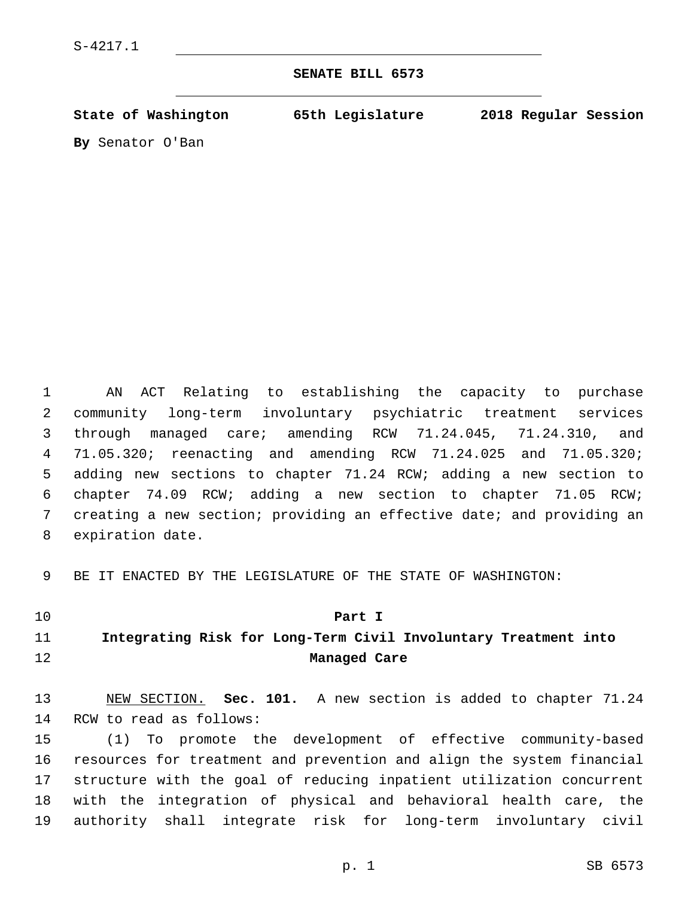S-4217.1

# SENATE BILL 6573

**State of Washington 65th Legislature 2018 Regular Session**

**By** Senator O'Ban

AN ACT Relating to establishing the capacity to purchase community long-term involuntary psychiatric treatment services through managed care; amending RCW 71.24.045, 71.24.310, and 71.05.320; reenacting and amending RCW 71.24.025 and 71.05.320; adding new sections to chapter 71.24 RCW; adding a new section to chapter 74.09 RCW; adding a new section to chapter 71.05 RCW; creating a new section; providing an effective date; and providing an expiration date.

BE IT ENACTED BY THE LEGISLATURE OF THE STATE OF WASHINGTON:

## Part I
## Integrating Risk for Long-Term Civil Involuntary Treatment into Managed Care

NEW SECTION. **Sec. 101.** A new section is added to chapter 71.24 RCW to read as follows:

(1) To promote the development of effective community-based resources for treatment and prevention and align the system financial structure with the goal of reducing inpatient utilization concurrent with the integration of physical and behavioral health care, the authority shall integrate risk for long-term involuntary civil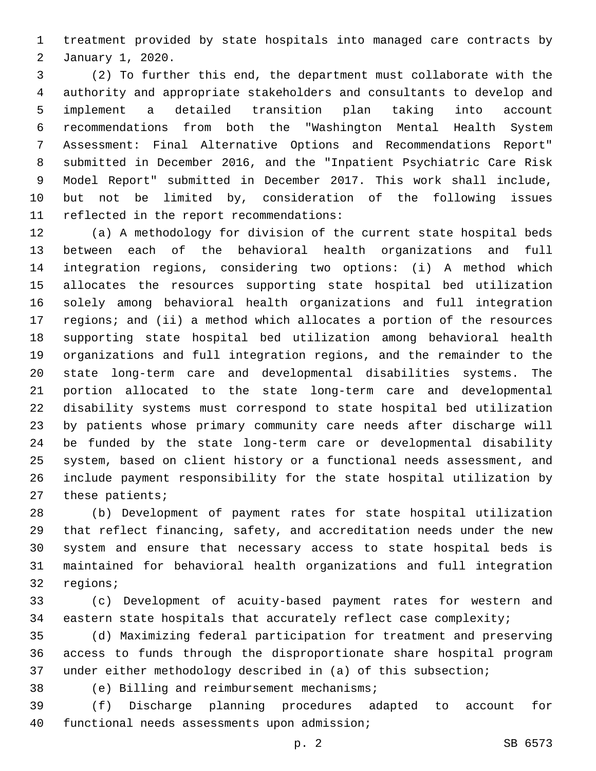treatment provided by state hospitals into managed care contracts by January 1, 2020.

(2) To further this end, the department must collaborate with the authority and appropriate stakeholders and consultants to develop and implement a detailed transition plan taking into account recommendations from both the "Washington Mental Health System Assessment: Final Alternative Options and Recommendations Report" submitted in December 2016, and the "Inpatient Psychiatric Care Risk Model Report" submitted in December 2017. This work shall include, but not be limited by, consideration of the following issues reflected in the report recommendations:

(a) A methodology for division of the current state hospital beds between each of the behavioral health organizations and full integration regions, considering two options: (i) A method which allocates the resources supporting state hospital bed utilization solely among behavioral health organizations and full integration regions; and (ii) a method which allocates a portion of the resources supporting state hospital bed utilization among behavioral health organizations and full integration regions, and the remainder to the state long-term care and developmental disabilities systems. The portion allocated to the state long-term care and developmental disability systems must correspond to state hospital bed utilization by patients whose primary community care needs after discharge will be funded by the state long-term care or developmental disability system, based on client history or a functional needs assessment, and include payment responsibility for the state hospital utilization by these patients;

(b) Development of payment rates for state hospital utilization that reflect financing, safety, and accreditation needs under the new system and ensure that necessary access to state hospital beds is maintained for behavioral health organizations and full integration regions;

(c) Development of acuity-based payment rates for western and eastern state hospitals that accurately reflect case complexity;

(d) Maximizing federal participation for treatment and preserving access to funds through the disproportionate share hospital program under either methodology described in (a) of this subsection;

(e) Billing and reimbursement mechanisms;

(f) Discharge planning procedures adapted to account for functional needs assessments upon admission;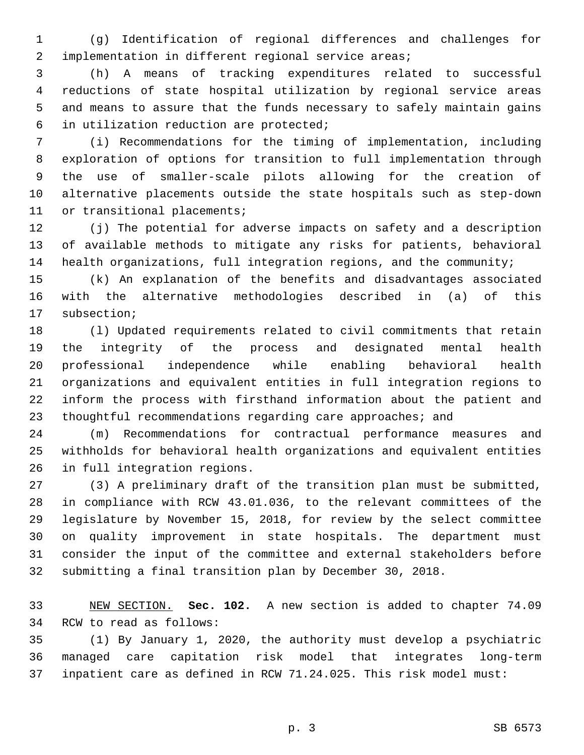(g) Identification of regional differences and challenges for implementation in different regional service areas;

(h) A means of tracking expenditures related to successful reductions of state hospital utilization by regional service areas and means to assure that the funds necessary to safely maintain gains in utilization reduction are protected;

(i) Recommendations for the timing of implementation, including exploration of options for transition to full implementation through the use of smaller-scale pilots allowing for the creation of alternative placements outside the state hospitals such as step-down or transitional placements;

(j) The potential for adverse impacts on safety and a description of available methods to mitigate any risks for patients, behavioral health organizations, full integration regions, and the community;

(k) An explanation of the benefits and disadvantages associated with the alternative methodologies described in (a) of this subsection;

(l) Updated requirements related to civil commitments that retain the integrity of the process and designated mental health professional independence while enabling behavioral health organizations and equivalent entities in full integration regions to inform the process with firsthand information about the patient and thoughtful recommendations regarding care approaches; and

(m) Recommendations for contractual performance measures and withholds for behavioral health organizations and equivalent entities in full integration regions.

(3) A preliminary draft of the transition plan must be submitted, in compliance with RCW 43.01.036, to the relevant committees of the legislature by November 15, 2018, for review by the select committee on quality improvement in state hospitals. The department must consider the input of the committee and external stakeholders before submitting a final transition plan by December 30, 2018.

NEW SECTION. **Sec. 102.** A new section is added to chapter 74.09 RCW to read as follows:

(1) By January 1, 2020, the authority must develop a psychiatric managed care capitation risk model that integrates long-term inpatient care as defined in RCW 71.24.025. This risk model must: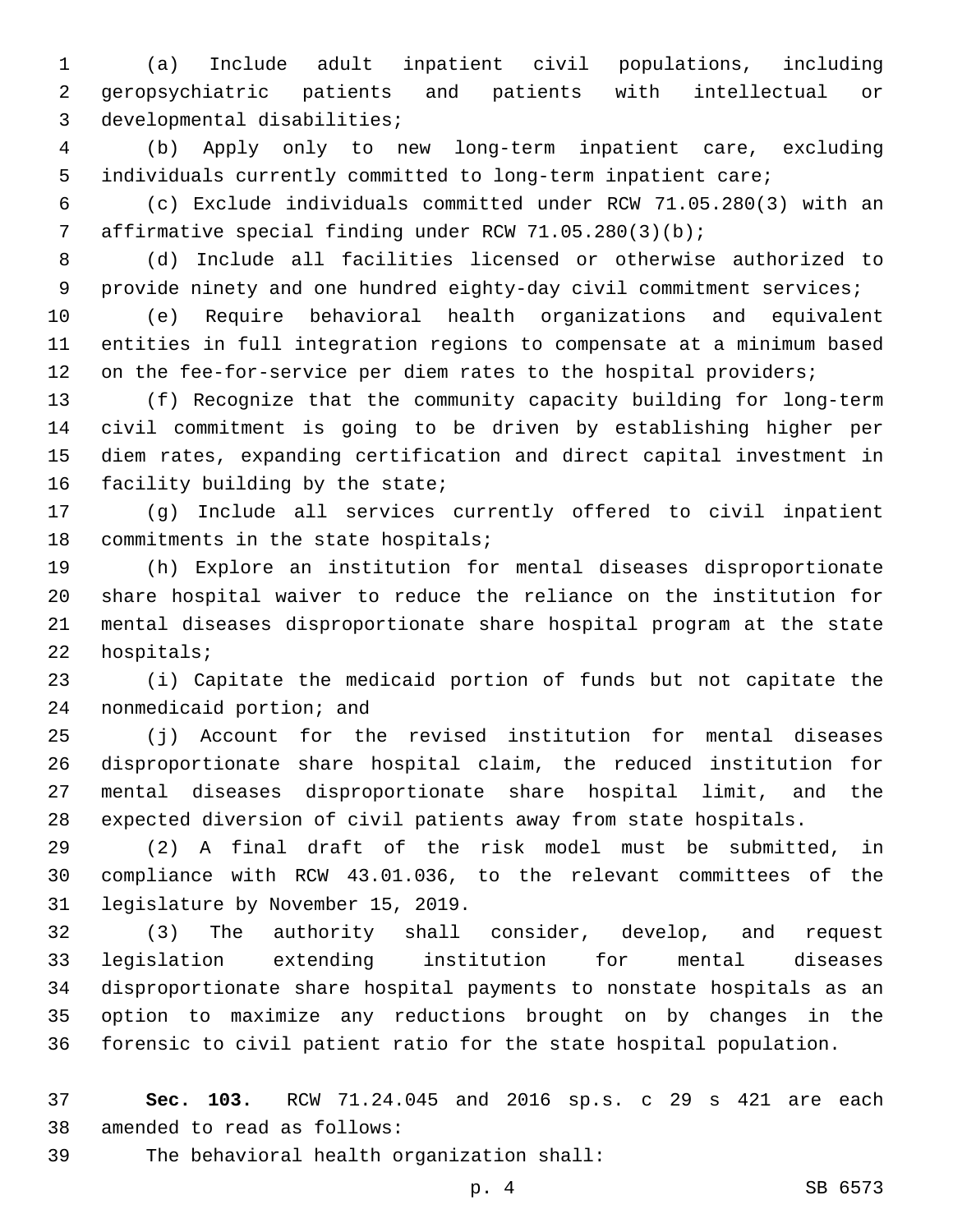(a) Include adult inpatient civil populations, including geropsychiatric patients and patients with intellectual or developmental disabilities;

(b) Apply only to new long-term inpatient care, excluding individuals currently committed to long-term inpatient care;

(c) Exclude individuals committed under RCW 71.05.280(3) with an affirmative special finding under RCW 71.05.280(3)(b);

(d) Include all facilities licensed or otherwise authorized to provide ninety and one hundred eighty-day civil commitment services;

(e) Require behavioral health organizations and equivalent entities in full integration regions to compensate at a minimum based on the fee-for-service per diem rates to the hospital providers;

(f) Recognize that the community capacity building for long-term civil commitment is going to be driven by establishing higher per diem rates, expanding certification and direct capital investment in facility building by the state;

(g) Include all services currently offered to civil inpatient commitments in the state hospitals;

(h) Explore an institution for mental diseases disproportionate share hospital waiver to reduce the reliance on the institution for mental diseases disproportionate share hospital program at the state hospitals;

(i) Capitate the medicaid portion of funds but not capitate the nonmedicaid portion; and

(j) Account for the revised institution for mental diseases disproportionate share hospital claim, the reduced institution for mental diseases disproportionate share hospital limit, and the expected diversion of civil patients away from state hospitals.

(2) A final draft of the risk model must be submitted, in compliance with RCW 43.01.036, to the relevant committees of the legislature by November 15, 2019.

(3) The authority shall consider, develop, and request legislation extending institution for mental diseases disproportionate share hospital payments to nonstate hospitals as an option to maximize any reductions brought on by changes in the forensic to civil patient ratio for the state hospital population.

**Sec. 103.** RCW 71.24.045 and 2016 sp.s. c 29 s 421 are each amended to read as follows:

The behavioral health organization shall: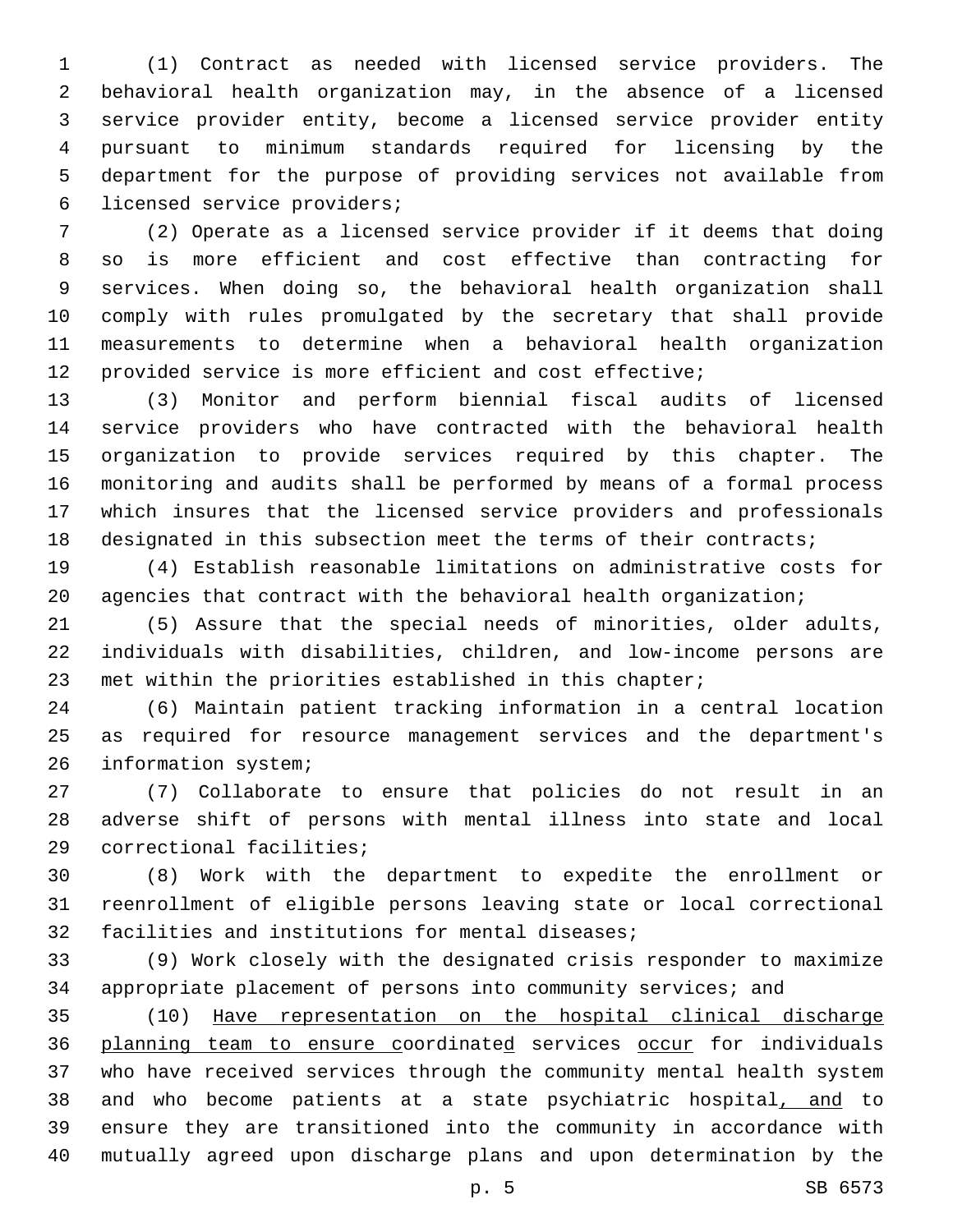(1) Contract as needed with licensed service providers. The behavioral health organization may, in the absence of a licensed service provider entity, become a licensed service provider entity pursuant to minimum standards required for licensing by the department for the purpose of providing services not available from licensed service providers;

(2) Operate as a licensed service provider if it deems that doing so is more efficient and cost effective than contracting for services. When doing so, the behavioral health organization shall comply with rules promulgated by the secretary that shall provide measurements to determine when a behavioral health organization provided service is more efficient and cost effective;

(3) Monitor and perform biennial fiscal audits of licensed service providers who have contracted with the behavioral health organization to provide services required by this chapter. The monitoring and audits shall be performed by means of a formal process which insures that the licensed service providers and professionals designated in this subsection meet the terms of their contracts;

(4) Establish reasonable limitations on administrative costs for agencies that contract with the behavioral health organization;

(5) Assure that the special needs of minorities, older adults, individuals with disabilities, children, and low-income persons are met within the priorities established in this chapter;

(6) Maintain patient tracking information in a central location as required for resource management services and the department's information system;

(7) Collaborate to ensure that policies do not result in an adverse shift of persons with mental illness into state and local correctional facilities;

(8) Work with the department to expedite the enrollment or reenrollment of eligible persons leaving state or local correctional facilities and institutions for mental diseases;

(9) Work closely with the designated crisis responder to maximize appropriate placement of persons into community services; and

(10) <u>Have representation on the hospital clinical discharge planning team to ensure c</u>oordinate<u>d</u> services <u>occur</u> for individuals who have received services through the community mental health system and who become patients at a state psychiatric hospital<u>, and</u> to ensure they are transitioned into the community in accordance with mutually agreed upon discharge plans and upon determination by the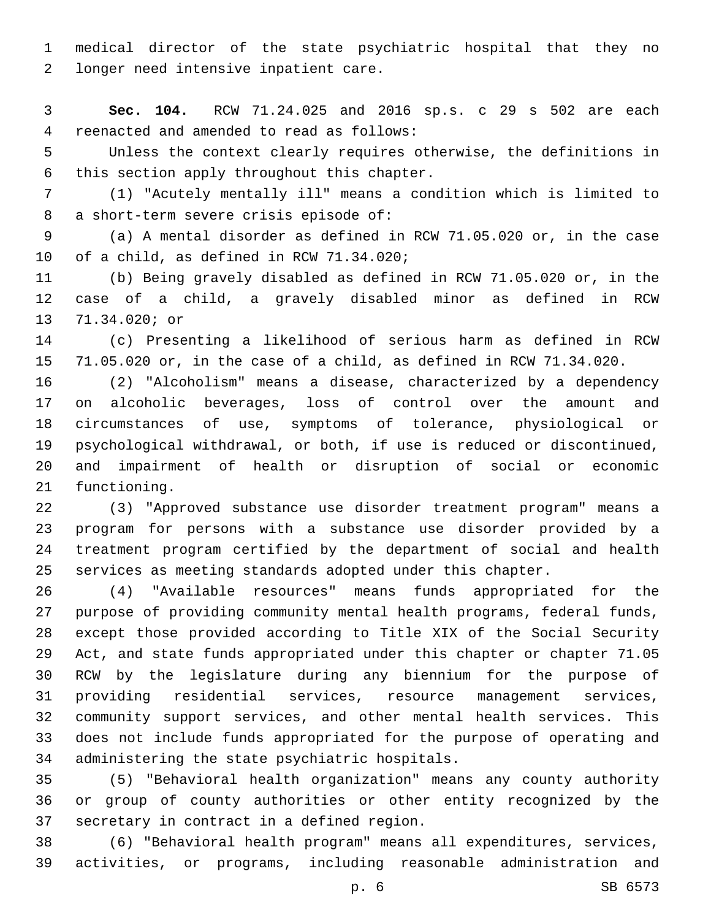medical director of the state psychiatric hospital that they no longer need intensive inpatient care.

**Sec. 104.** RCW 71.24.025 and 2016 sp.s. c 29 s 502 are each reenacted and amended to read as follows:

Unless the context clearly requires otherwise, the definitions in this section apply throughout this chapter.

(1) "Acutely mentally ill" means a condition which is limited to a short-term severe crisis episode of:

(a) A mental disorder as defined in RCW 71.05.020 or, in the case of a child, as defined in RCW 71.34.020;

(b) Being gravely disabled as defined in RCW 71.05.020 or, in the case of a child, a gravely disabled minor as defined in RCW 71.34.020; or

(c) Presenting a likelihood of serious harm as defined in RCW 71.05.020 or, in the case of a child, as defined in RCW 71.34.020.

(2) "Alcoholism" means a disease, characterized by a dependency on alcoholic beverages, loss of control over the amount and circumstances of use, symptoms of tolerance, physiological or psychological withdrawal, or both, if use is reduced or discontinued, and impairment of health or disruption of social or economic functioning.

(3) "Approved substance use disorder treatment program" means a program for persons with a substance use disorder provided by a treatment program certified by the department of social and health services as meeting standards adopted under this chapter.

(4) "Available resources" means funds appropriated for the purpose of providing community mental health programs, federal funds, except those provided according to Title XIX of the Social Security Act, and state funds appropriated under this chapter or chapter 71.05 RCW by the legislature during any biennium for the purpose of providing residential services, resource management services, community support services, and other mental health services. This does not include funds appropriated for the purpose of operating and administering the state psychiatric hospitals.

(5) "Behavioral health organization" means any county authority or group of county authorities or other entity recognized by the secretary in contract in a defined region.

(6) "Behavioral health program" means all expenditures, services, activities, or programs, including reasonable administration and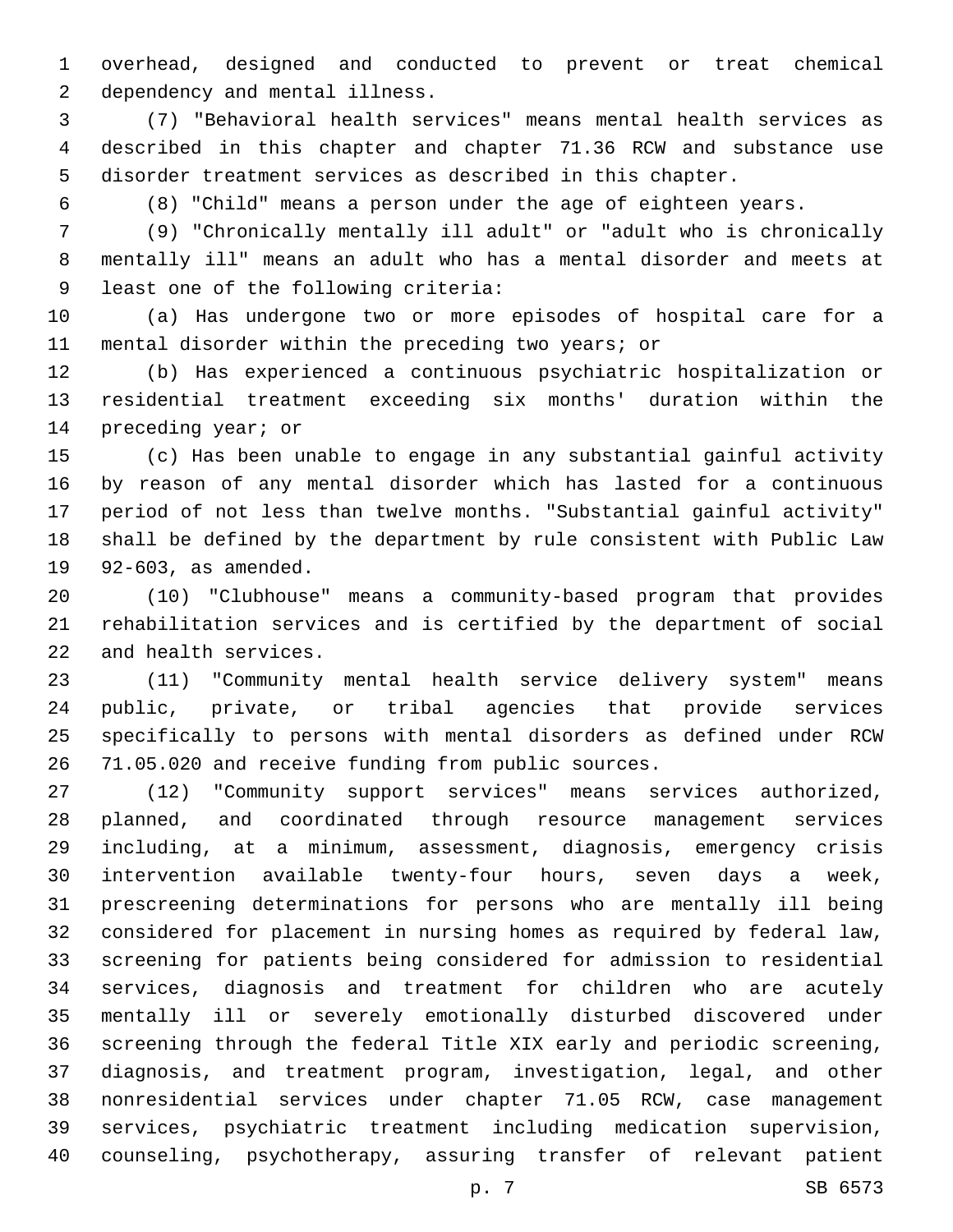overhead, designed and conducted to prevent or treat chemical dependency and mental illness.

(7) "Behavioral health services" means mental health services as described in this chapter and chapter 71.36 RCW and substance use disorder treatment services as described in this chapter.

(8) "Child" means a person under the age of eighteen years.

(9) "Chronically mentally ill adult" or "adult who is chronically mentally ill" means an adult who has a mental disorder and meets at least one of the following criteria:

(a) Has undergone two or more episodes of hospital care for a mental disorder within the preceding two years; or

(b) Has experienced a continuous psychiatric hospitalization or residential treatment exceeding six months' duration within the preceding year; or

(c) Has been unable to engage in any substantial gainful activity by reason of any mental disorder which has lasted for a continuous period of not less than twelve months. "Substantial gainful activity" shall be defined by the department by rule consistent with Public Law 92-603, as amended.

(10) "Clubhouse" means a community-based program that provides rehabilitation services and is certified by the department of social and health services.

(11) "Community mental health service delivery system" means public, private, or tribal agencies that provide services specifically to persons with mental disorders as defined under RCW 71.05.020 and receive funding from public sources.

(12) "Community support services" means services authorized, planned, and coordinated through resource management services including, at a minimum, assessment, diagnosis, emergency crisis intervention available twenty-four hours, seven days a week, prescreening determinations for persons who are mentally ill being considered for placement in nursing homes as required by federal law, screening for patients being considered for admission to residential services, diagnosis and treatment for children who are acutely mentally ill or severely emotionally disturbed discovered under screening through the federal Title XIX early and periodic screening, diagnosis, and treatment program, investigation, legal, and other nonresidential services under chapter 71.05 RCW, case management services, psychiatric treatment including medication supervision, counseling, psychotherapy, assuring transfer of relevant patient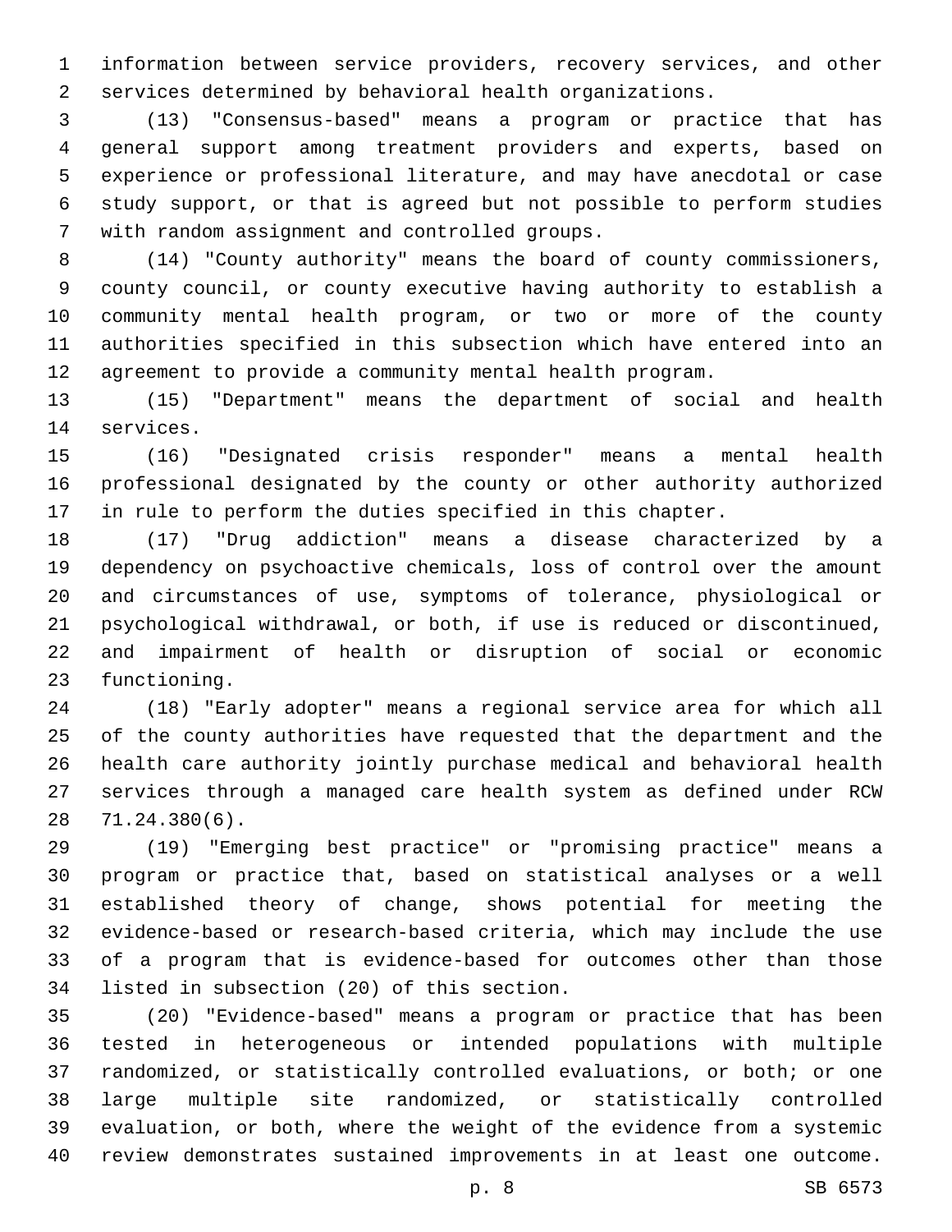information between service providers, recovery services, and other services determined by behavioral health organizations.

(13) "Consensus-based" means a program or practice that has general support among treatment providers and experts, based on experience or professional literature, and may have anecdotal or case study support, or that is agreed but not possible to perform studies with random assignment and controlled groups.

(14) "County authority" means the board of county commissioners, county council, or county executive having authority to establish a community mental health program, or two or more of the county authorities specified in this subsection which have entered into an agreement to provide a community mental health program.

(15) "Department" means the department of social and health services.

(16) "Designated crisis responder" means a mental health professional designated by the county or other authority authorized in rule to perform the duties specified in this chapter.

(17) "Drug addiction" means a disease characterized by a dependency on psychoactive chemicals, loss of control over the amount and circumstances of use, symptoms of tolerance, physiological or psychological withdrawal, or both, if use is reduced or discontinued, and impairment of health or disruption of social or economic functioning.

(18) "Early adopter" means a regional service area for which all of the county authorities have requested that the department and the health care authority jointly purchase medical and behavioral health services through a managed care health system as defined under RCW 71.24.380(6).

(19) "Emerging best practice" or "promising practice" means a program or practice that, based on statistical analyses or a well established theory of change, shows potential for meeting the evidence-based or research-based criteria, which may include the use of a program that is evidence-based for outcomes other than those listed in subsection (20) of this section.

(20) "Evidence-based" means a program or practice that has been tested in heterogeneous or intended populations with multiple randomized, or statistically controlled evaluations, or both; or one large multiple site randomized, or statistically controlled evaluation, or both, where the weight of the evidence from a systemic review demonstrates sustained improvements in at least one outcome.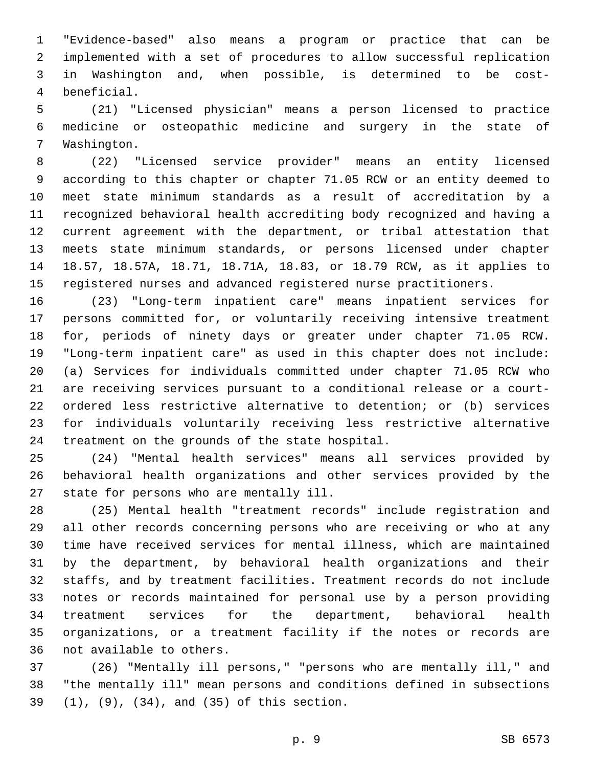"Evidence-based" also means a program or practice that can be implemented with a set of procedures to allow successful replication in Washington and, when possible, is determined to be cost-beneficial.

(21) "Licensed physician" means a person licensed to practice medicine or osteopathic medicine and surgery in the state of Washington.

(22) "Licensed service provider" means an entity licensed according to this chapter or chapter 71.05 RCW or an entity deemed to meet state minimum standards as a result of accreditation by a recognized behavioral health accrediting body recognized and having a current agreement with the department, or tribal attestation that meets state minimum standards, or persons licensed under chapter 18.57, 18.57A, 18.71, 18.71A, 18.83, or 18.79 RCW, as it applies to registered nurses and advanced registered nurse practitioners.

(23) "Long-term inpatient care" means inpatient services for persons committed for, or voluntarily receiving intensive treatment for, periods of ninety days or greater under chapter 71.05 RCW. "Long-term inpatient care" as used in this chapter does not include: (a) Services for individuals committed under chapter 71.05 RCW who are receiving services pursuant to a conditional release or a court-ordered less restrictive alternative to detention; or (b) services for individuals voluntarily receiving less restrictive alternative treatment on the grounds of the state hospital.

(24) "Mental health services" means all services provided by behavioral health organizations and other services provided by the state for persons who are mentally ill.

(25) Mental health "treatment records" include registration and all other records concerning persons who are receiving or who at any time have received services for mental illness, which are maintained by the department, by behavioral health organizations and their staffs, and by treatment facilities. Treatment records do not include notes or records maintained for personal use by a person providing treatment services for the department, behavioral health organizations, or a treatment facility if the notes or records are not available to others.

(26) "Mentally ill persons," "persons who are mentally ill," and "the mentally ill" mean persons and conditions defined in subsections (1), (9), (34), and (35) of this section.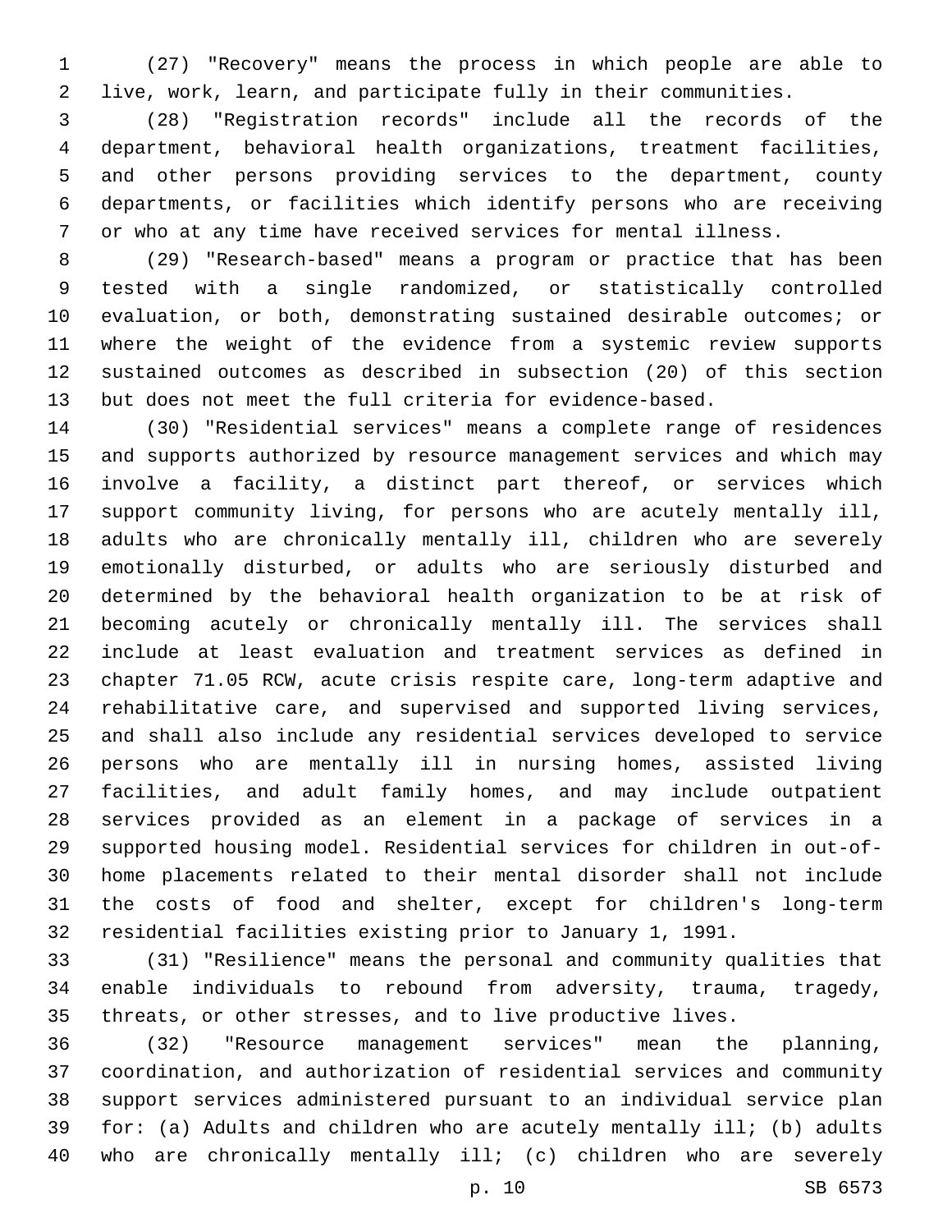(27) "Recovery" means the process in which people are able to live, work, learn, and participate fully in their communities.

(28) "Registration records" include all the records of the department, behavioral health organizations, treatment facilities, and other persons providing services to the department, county departments, or facilities which identify persons who are receiving or who at any time have received services for mental illness.

(29) "Research-based" means a program or practice that has been tested with a single randomized, or statistically controlled evaluation, or both, demonstrating sustained desirable outcomes; or where the weight of the evidence from a systemic review supports sustained outcomes as described in subsection (20) of this section but does not meet the full criteria for evidence-based.

(30) "Residential services" means a complete range of residences and supports authorized by resource management services and which may involve a facility, a distinct part thereof, or services which support community living, for persons who are acutely mentally ill, adults who are chronically mentally ill, children who are severely emotionally disturbed, or adults who are seriously disturbed and determined by the behavioral health organization to be at risk of becoming acutely or chronically mentally ill. The services shall include at least evaluation and treatment services as defined in chapter 71.05 RCW, acute crisis respite care, long-term adaptive and rehabilitative care, and supervised and supported living services, and shall also include any residential services developed to service persons who are mentally ill in nursing homes, assisted living facilities, and adult family homes, and may include outpatient services provided as an element in a package of services in a supported housing model. Residential services for children in out-of-home placements related to their mental disorder shall not include the costs of food and shelter, except for children's long-term residential facilities existing prior to January 1, 1991.

(31) "Resilience" means the personal and community qualities that enable individuals to rebound from adversity, trauma, tragedy, threats, or other stresses, and to live productive lives.

(32) "Resource management services" mean the planning, coordination, and authorization of residential services and community support services administered pursuant to an individual service plan for: (a) Adults and children who are acutely mentally ill; (b) adults who are chronically mentally ill; (c) children who are severely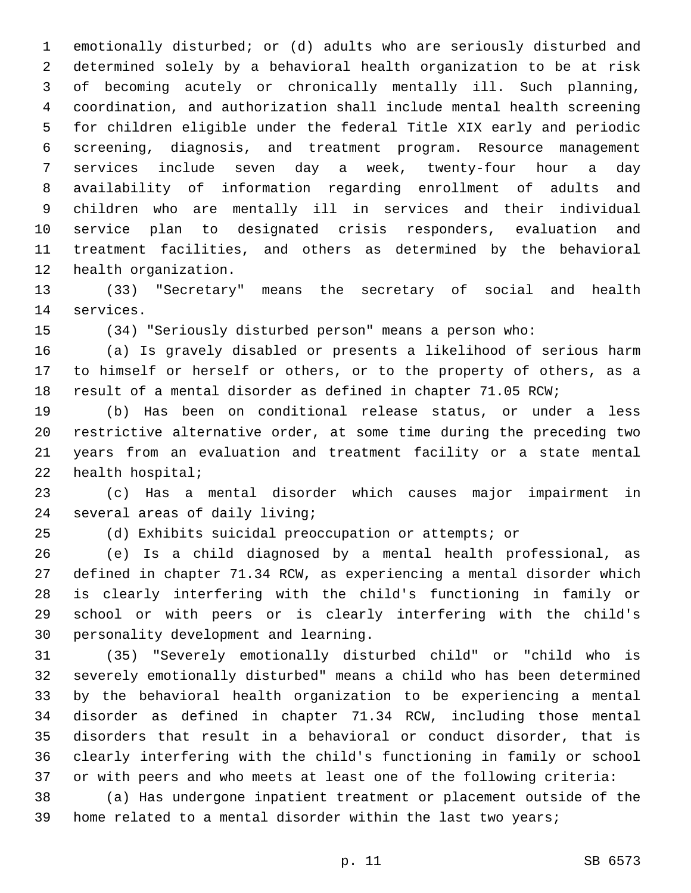emotionally disturbed; or (d) adults who are seriously disturbed and determined solely by a behavioral health organization to be at risk of becoming acutely or chronically mentally ill. Such planning, coordination, and authorization shall include mental health screening for children eligible under the federal Title XIX early and periodic screening, diagnosis, and treatment program. Resource management services include seven day a week, twenty-four hour a day availability of information regarding enrollment of adults and children who are mentally ill in services and their individual service plan to designated crisis responders, evaluation and treatment facilities, and others as determined by the behavioral health organization.

(33) "Secretary" means the secretary of social and health services.

(34) "Seriously disturbed person" means a person who:

(a) Is gravely disabled or presents a likelihood of serious harm to himself or herself or others, or to the property of others, as a result of a mental disorder as defined in chapter 71.05 RCW;

(b) Has been on conditional release status, or under a less restrictive alternative order, at some time during the preceding two years from an evaluation and treatment facility or a state mental health hospital;

(c) Has a mental disorder which causes major impairment in several areas of daily living;

(d) Exhibits suicidal preoccupation or attempts; or

(e) Is a child diagnosed by a mental health professional, as defined in chapter 71.34 RCW, as experiencing a mental disorder which is clearly interfering with the child's functioning in family or school or with peers or is clearly interfering with the child's personality development and learning.

(35) "Severely emotionally disturbed child" or "child who is severely emotionally disturbed" means a child who has been determined by the behavioral health organization to be experiencing a mental disorder as defined in chapter 71.34 RCW, including those mental disorders that result in a behavioral or conduct disorder, that is clearly interfering with the child's functioning in family or school or with peers and who meets at least one of the following criteria:

(a) Has undergone inpatient treatment or placement outside of the home related to a mental disorder within the last two years;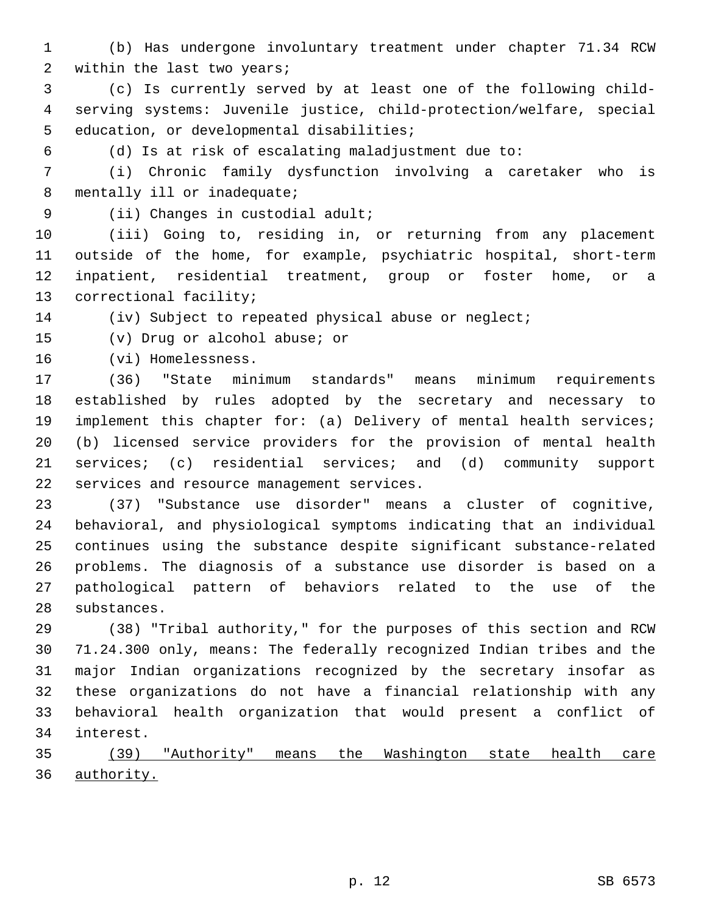(b) Has undergone involuntary treatment under chapter 71.34 RCW within the last two years;

(c) Is currently served by at least one of the following child-serving systems: Juvenile justice, child-protection/welfare, special education, or developmental disabilities;

(d) Is at risk of escalating maladjustment due to:

(i) Chronic family dysfunction involving a caretaker who is mentally ill or inadequate;

(ii) Changes in custodial adult;

(iii) Going to, residing in, or returning from any placement outside of the home, for example, psychiatric hospital, short-term inpatient, residential treatment, group or foster home, or a correctional facility;

(iv) Subject to repeated physical abuse or neglect;

(v) Drug or alcohol abuse; or

(vi) Homelessness.

(36) "State minimum standards" means minimum requirements established by rules adopted by the secretary and necessary to implement this chapter for: (a) Delivery of mental health services; (b) licensed service providers for the provision of mental health services; (c) residential services; and (d) community support services and resource management services.

(37) "Substance use disorder" means a cluster of cognitive, behavioral, and physiological symptoms indicating that an individual continues using the substance despite significant substance-related problems. The diagnosis of a substance use disorder is based on a pathological pattern of behaviors related to the use of the substances.

(38) "Tribal authority," for the purposes of this section and RCW 71.24.300 only, means: The federally recognized Indian tribes and the major Indian organizations recognized by the secretary insofar as these organizations do not have a financial relationship with any behavioral health organization that would present a conflict of interest.

<u>(39) "Authority" means the Washington state health care authority.</u>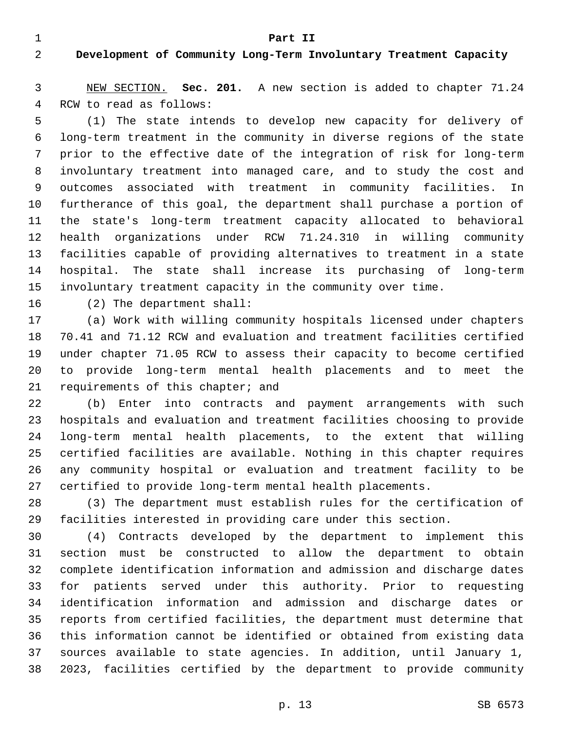## Part II

## Development of Community Long-Term Involuntary Treatment Capacity

NEW SECTION. **Sec. 201.** A new section is added to chapter 71.24 RCW to read as follows:

(1) The state intends to develop new capacity for delivery of long-term treatment in the community in diverse regions of the state prior to the effective date of the integration of risk for long-term involuntary treatment into managed care, and to study the cost and outcomes associated with treatment in community facilities. In furtherance of this goal, the department shall purchase a portion of the state's long-term treatment capacity allocated to behavioral health organizations under RCW 71.24.310 in willing community facilities capable of providing alternatives to treatment in a state hospital. The state shall increase its purchasing of long-term involuntary treatment capacity in the community over time.

(2) The department shall:

(a) Work with willing community hospitals licensed under chapters 70.41 and 71.12 RCW and evaluation and treatment facilities certified under chapter 71.05 RCW to assess their capacity to become certified to provide long-term mental health placements and to meet the requirements of this chapter; and

(b) Enter into contracts and payment arrangements with such hospitals and evaluation and treatment facilities choosing to provide long-term mental health placements, to the extent that willing certified facilities are available. Nothing in this chapter requires any community hospital or evaluation and treatment facility to be certified to provide long-term mental health placements.

(3) The department must establish rules for the certification of facilities interested in providing care under this section.

(4) Contracts developed by the department to implement this section must be constructed to allow the department to obtain complete identification information and admission and discharge dates for patients served under this authority. Prior to requesting identification information and admission and discharge dates or reports from certified facilities, the department must determine that this information cannot be identified or obtained from existing data sources available to state agencies. In addition, until January 1, 2023, facilities certified by the department to provide community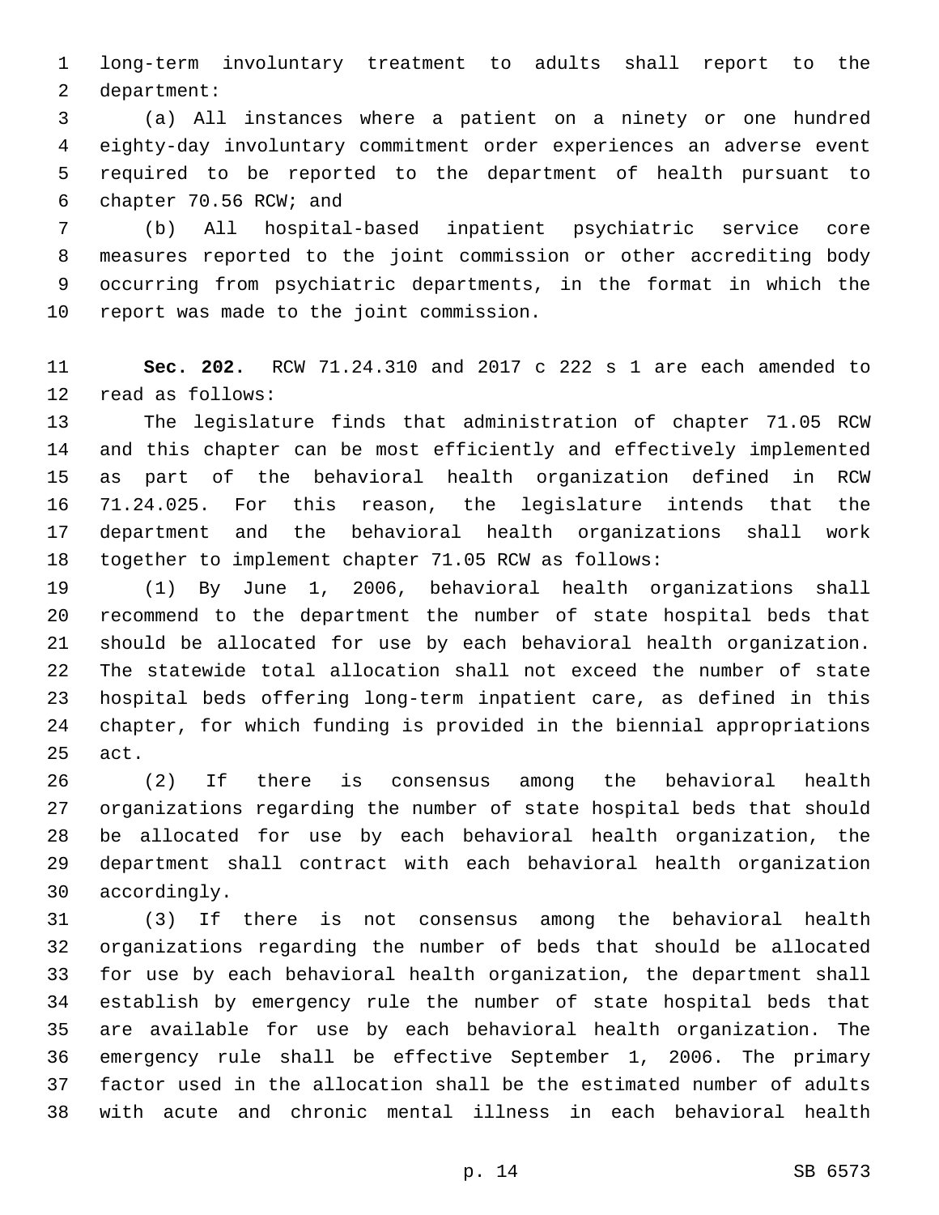long-term involuntary treatment to adults shall report to the department:

(a) All instances where a patient on a ninety or one hundred eighty-day involuntary commitment order experiences an adverse event required to be reported to the department of health pursuant to chapter 70.56 RCW; and

(b) All hospital-based inpatient psychiatric service core measures reported to the joint commission or other accrediting body occurring from psychiatric departments, in the format in which the report was made to the joint commission.

**Sec. 202.** RCW 71.24.310 and 2017 c 222 s 1 are each amended to read as follows:

The legislature finds that administration of chapter 71.05 RCW and this chapter can be most efficiently and effectively implemented as part of the behavioral health organization defined in RCW 71.24.025. For this reason, the legislature intends that the department and the behavioral health organizations shall work together to implement chapter 71.05 RCW as follows:

(1) By June 1, 2006, behavioral health organizations shall recommend to the department the number of state hospital beds that should be allocated for use by each behavioral health organization. The statewide total allocation shall not exceed the number of state hospital beds offering long-term inpatient care, as defined in this chapter, for which funding is provided in the biennial appropriations act.

(2) If there is consensus among the behavioral health organizations regarding the number of state hospital beds that should be allocated for use by each behavioral health organization, the department shall contract with each behavioral health organization accordingly.

(3) If there is not consensus among the behavioral health organizations regarding the number of beds that should be allocated for use by each behavioral health organization, the department shall establish by emergency rule the number of state hospital beds that are available for use by each behavioral health organization. The emergency rule shall be effective September 1, 2006. The primary factor used in the allocation shall be the estimated number of adults with acute and chronic mental illness in each behavioral health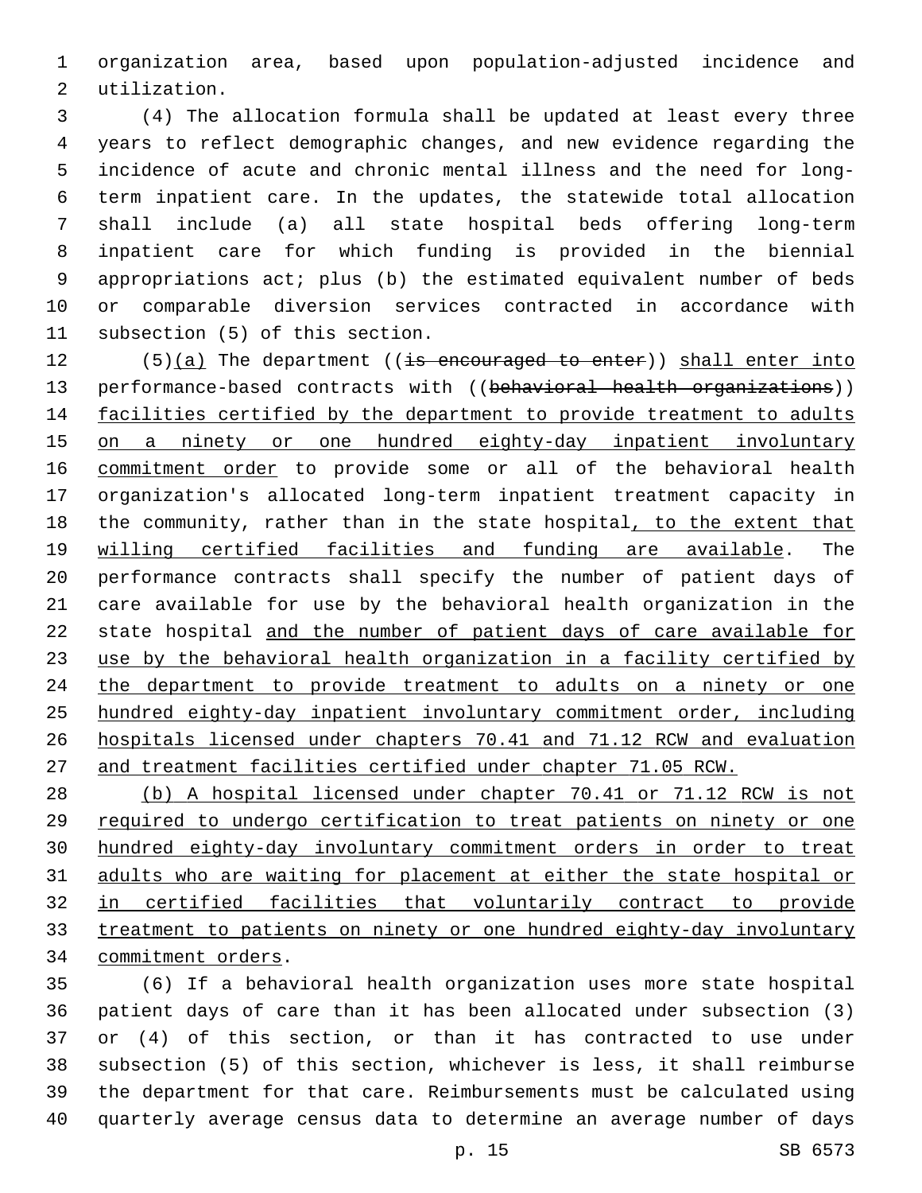organization area, based upon population-adjusted incidence and utilization.

(4) The allocation formula shall be updated at least every three years to reflect demographic changes, and new evidence regarding the incidence of acute and chronic mental illness and the need for long-term inpatient care. In the updates, the statewide total allocation shall include (a) all state hospital beds offering long-term inpatient care for which funding is provided in the biennial appropriations act; plus (b) the estimated equivalent number of beds or comparable diversion services contracted in accordance with subsection (5) of this section.

(5)<u>(a)</u> The department ((~~is encouraged to enter~~)) <u>shall enter into</u> performance-based contracts with ((~~behavioral health organizations~~)) <u>facilities certified by the department to provide treatment to adults on a ninety or one hundred eighty-day inpatient involuntary commitment order</u> to provide some or all of the behavioral health organization's allocated long-term inpatient treatment capacity in the community, rather than in the state hospital<u>, to the extent that willing certified facilities and funding are available</u>. The performance contracts shall specify the number of patient days of care available for use by the behavioral health organization in the state hospital <u>and the number of patient days of care available for use by the behavioral health organization in a facility certified by the department to provide treatment to adults on a ninety or one hundred eighty-day inpatient involuntary commitment order, including hospitals licensed under chapters 70.41 and 71.12 RCW and evaluation and treatment facilities certified under chapter 71.05 RCW.</u>

<u>(b) A hospital licensed under chapter 70.41 or 71.12 RCW is not required to undergo certification to treat patients on ninety or one hundred eighty-day involuntary commitment orders in order to treat adults who are waiting for placement at either the state hospital or in certified facilities that voluntarily contract to provide treatment to patients on ninety or one hundred eighty-day involuntary commitment orders</u>.

(6) If a behavioral health organization uses more state hospital patient days of care than it has been allocated under subsection (3) or (4) of this section, or than it has contracted to use under subsection (5) of this section, whichever is less, it shall reimburse the department for that care. Reimbursements must be calculated using quarterly average census data to determine an average number of days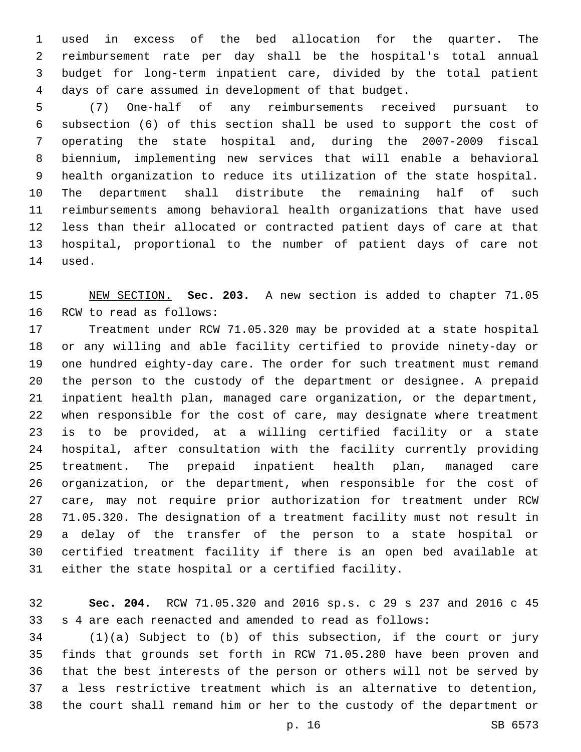used in excess of the bed allocation for the quarter. The reimbursement rate per day shall be the hospital's total annual budget for long-term inpatient care, divided by the total patient days of care assumed in development of that budget.

(7) One-half of any reimbursements received pursuant to subsection (6) of this section shall be used to support the cost of operating the state hospital and, during the 2007-2009 fiscal biennium, implementing new services that will enable a behavioral health organization to reduce its utilization of the state hospital. The department shall distribute the remaining half of such reimbursements among behavioral health organizations that have used less than their allocated or contracted patient days of care at that hospital, proportional to the number of patient days of care not used.

NEW SECTION. **Sec. 203.** A new section is added to chapter 71.05 RCW to read as follows:

Treatment under RCW 71.05.320 may be provided at a state hospital or any willing and able facility certified to provide ninety-day or one hundred eighty-day care. The order for such treatment must remand the person to the custody of the department or designee. A prepaid inpatient health plan, managed care organization, or the department, when responsible for the cost of care, may designate where treatment is to be provided, at a willing certified facility or a state hospital, after consultation with the facility currently providing treatment. The prepaid inpatient health plan, managed care organization, or the department, when responsible for the cost of care, may not require prior authorization for treatment under RCW 71.05.320. The designation of a treatment facility must not result in a delay of the transfer of the person to a state hospital or certified treatment facility if there is an open bed available at either the state hospital or a certified facility.

**Sec. 204.** RCW 71.05.320 and 2016 sp.s. c 29 s 237 and 2016 c 45 s 4 are each reenacted and amended to read as follows:

(1)(a) Subject to (b) of this subsection, if the court or jury finds that grounds set forth in RCW 71.05.280 have been proven and that the best interests of the person or others will not be served by a less restrictive treatment which is an alternative to detention, the court shall remand him or her to the custody of the department or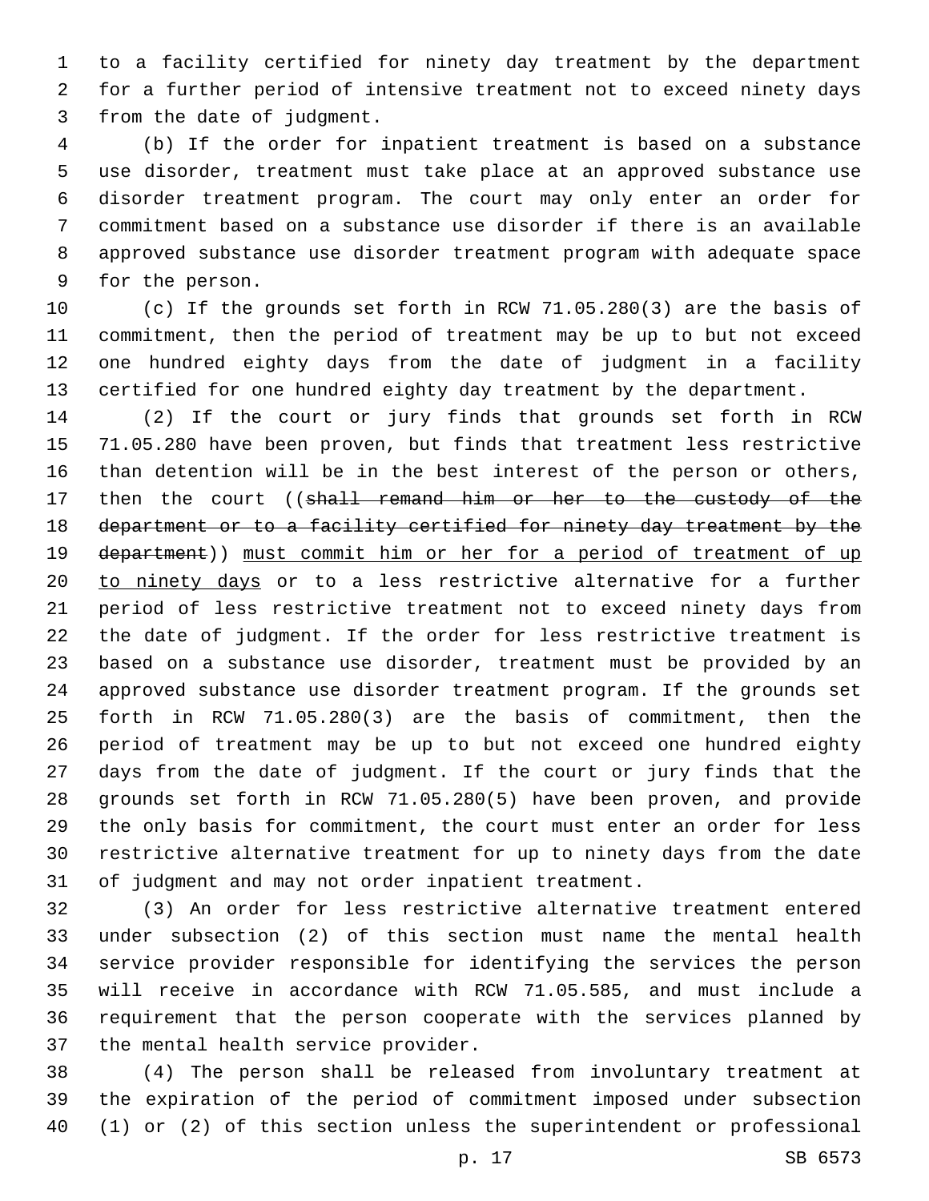to a facility certified for ninety day treatment by the department for a further period of intensive treatment not to exceed ninety days from the date of judgment.

(b) If the order for inpatient treatment is based on a substance use disorder, treatment must take place at an approved substance use disorder treatment program. The court may only enter an order for commitment based on a substance use disorder if there is an available approved substance use disorder treatment program with adequate space for the person.

(c) If the grounds set forth in RCW 71.05.280(3) are the basis of commitment, then the period of treatment may be up to but not exceed one hundred eighty days from the date of judgment in a facility certified for one hundred eighty day treatment by the department.

(2) If the court or jury finds that grounds set forth in RCW 71.05.280 have been proven, but finds that treatment less restrictive than detention will be in the best interest of the person or others, then the court ((~~shall remand him or her to the custody of the department or to a facility certified for ninety day treatment by the department~~)) <u>must commit him or her for a period of treatment of up to ninety days</u> or to a less restrictive alternative for a further period of less restrictive treatment not to exceed ninety days from the date of judgment. If the order for less restrictive treatment is based on a substance use disorder, treatment must be provided by an approved substance use disorder treatment program. If the grounds set forth in RCW 71.05.280(3) are the basis of commitment, then the period of treatment may be up to but not exceed one hundred eighty days from the date of judgment. If the court or jury finds that the grounds set forth in RCW 71.05.280(5) have been proven, and provide the only basis for commitment, the court must enter an order for less restrictive alternative treatment for up to ninety days from the date of judgment and may not order inpatient treatment.

(3) An order for less restrictive alternative treatment entered under subsection (2) of this section must name the mental health service provider responsible for identifying the services the person will receive in accordance with RCW 71.05.585, and must include a requirement that the person cooperate with the services planned by the mental health service provider.

(4) The person shall be released from involuntary treatment at the expiration of the period of commitment imposed under subsection (1) or (2) of this section unless the superintendent or professional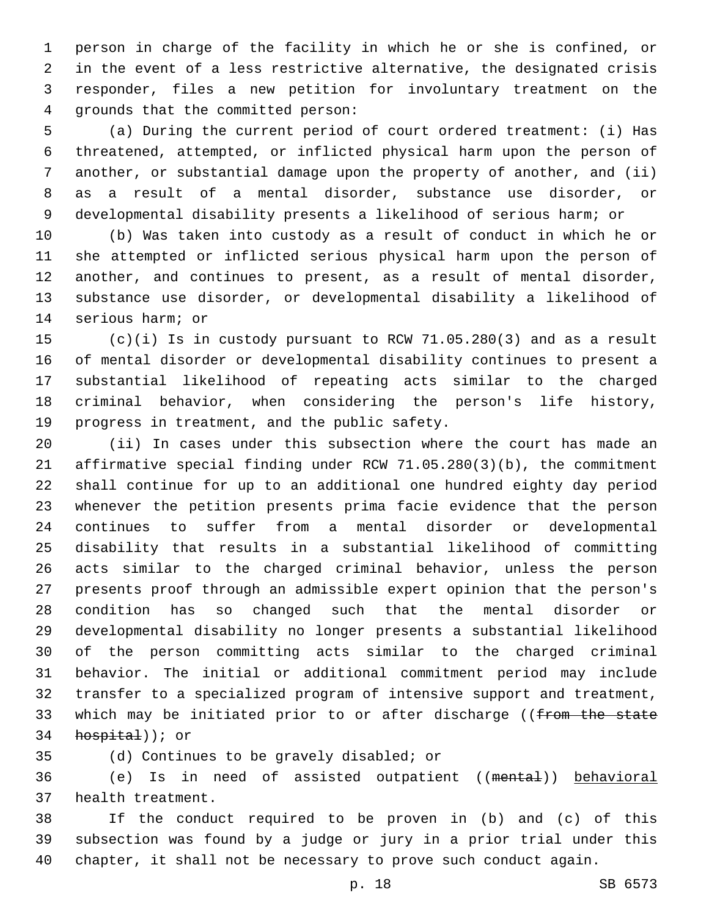person in charge of the facility in which he or she is confined, or in the event of a less restrictive alternative, the designated crisis responder, files a new petition for involuntary treatment on the grounds that the committed person:

(a) During the current period of court ordered treatment: (i) Has threatened, attempted, or inflicted physical harm upon the person of another, or substantial damage upon the property of another, and (ii) as a result of a mental disorder, substance use disorder, or developmental disability presents a likelihood of serious harm; or

(b) Was taken into custody as a result of conduct in which he or she attempted or inflicted serious physical harm upon the person of another, and continues to present, as a result of mental disorder, substance use disorder, or developmental disability a likelihood of serious harm; or

(c)(i) Is in custody pursuant to RCW 71.05.280(3) and as a result of mental disorder or developmental disability continues to present a substantial likelihood of repeating acts similar to the charged criminal behavior, when considering the person's life history, progress in treatment, and the public safety.

(ii) In cases under this subsection where the court has made an affirmative special finding under RCW 71.05.280(3)(b), the commitment shall continue for up to an additional one hundred eighty day period whenever the petition presents prima facie evidence that the person continues to suffer from a mental disorder or developmental disability that results in a substantial likelihood of committing acts similar to the charged criminal behavior, unless the person presents proof through an admissible expert opinion that the person's condition has so changed such that the mental disorder or developmental disability no longer presents a substantial likelihood of the person committing acts similar to the charged criminal behavior. The initial or additional commitment period may include transfer to a specialized program of intensive support and treatment, which may be initiated prior to or after discharge ((~~from the state hospital~~)); or

(d) Continues to be gravely disabled; or

(e) Is in need of assisted outpatient ((~~mental~~)) <u>behavioral</u> health treatment.

If the conduct required to be proven in (b) and (c) of this subsection was found by a judge or jury in a prior trial under this chapter, it shall not be necessary to prove such conduct again.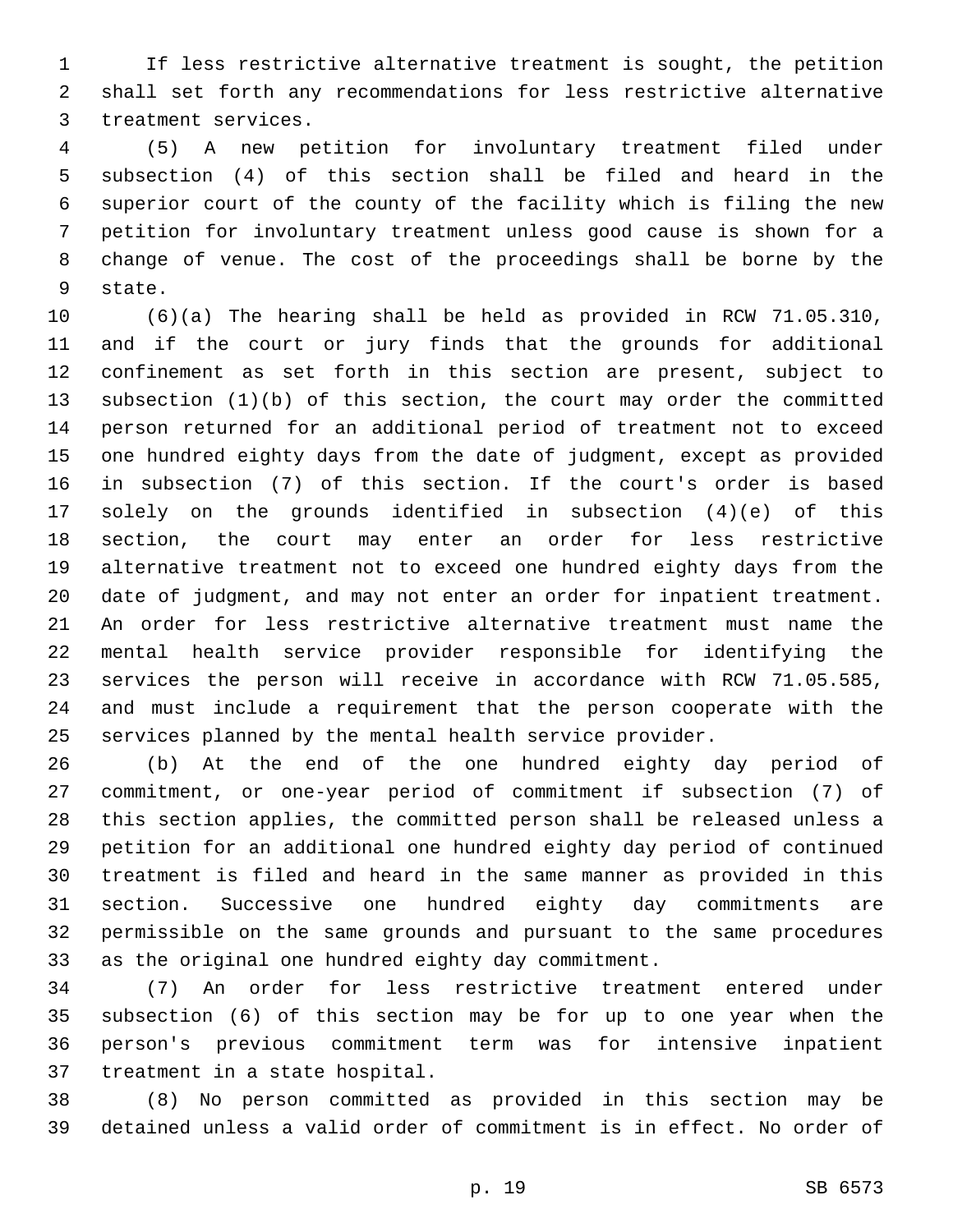If less restrictive alternative treatment is sought, the petition shall set forth any recommendations for less restrictive alternative treatment services.

(5) A new petition for involuntary treatment filed under subsection (4) of this section shall be filed and heard in the superior court of the county of the facility which is filing the new petition for involuntary treatment unless good cause is shown for a change of venue. The cost of the proceedings shall be borne by the state.

(6)(a) The hearing shall be held as provided in RCW 71.05.310, and if the court or jury finds that the grounds for additional confinement as set forth in this section are present, subject to subsection (1)(b) of this section, the court may order the committed person returned for an additional period of treatment not to exceed one hundred eighty days from the date of judgment, except as provided in subsection (7) of this section. If the court's order is based solely on the grounds identified in subsection (4)(e) of this section, the court may enter an order for less restrictive alternative treatment not to exceed one hundred eighty days from the date of judgment, and may not enter an order for inpatient treatment. An order for less restrictive alternative treatment must name the mental health service provider responsible for identifying the services the person will receive in accordance with RCW 71.05.585, and must include a requirement that the person cooperate with the services planned by the mental health service provider.

(b) At the end of the one hundred eighty day period of commitment, or one-year period of commitment if subsection (7) of this section applies, the committed person shall be released unless a petition for an additional one hundred eighty day period of continued treatment is filed and heard in the same manner as provided in this section. Successive one hundred eighty day commitments are permissible on the same grounds and pursuant to the same procedures as the original one hundred eighty day commitment.

(7) An order for less restrictive treatment entered under subsection (6) of this section may be for up to one year when the person's previous commitment term was for intensive inpatient treatment in a state hospital.

(8) No person committed as provided in this section may be detained unless a valid order of commitment is in effect. No order of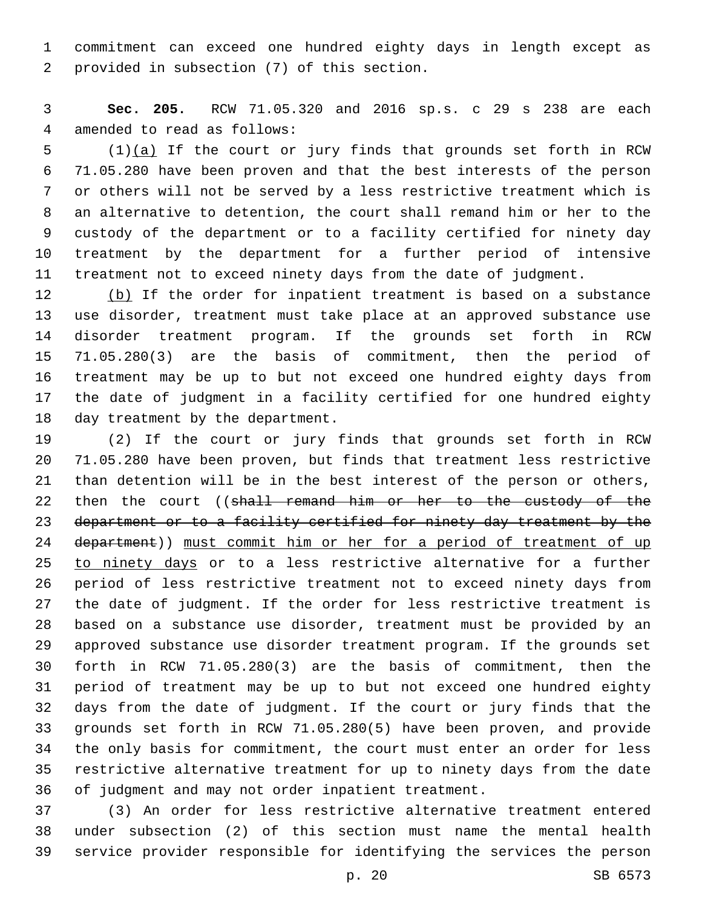commitment can exceed one hundred eighty days in length except as provided in subsection (7) of this section.

**Sec. 205.** RCW 71.05.320 and 2016 sp.s. c 29 s 238 are each amended to read as follows:

(1)<u>(a)</u> If the court or jury finds that grounds set forth in RCW 71.05.280 have been proven and that the best interests of the person or others will not be served by a less restrictive treatment which is an alternative to detention, the court shall remand him or her to the custody of the department or to a facility certified for ninety day treatment by the department for a further period of intensive treatment not to exceed ninety days from the date of judgment.

<u>(b)</u> If the order for inpatient treatment is based on a substance use disorder, treatment must take place at an approved substance use disorder treatment program. If the grounds set forth in RCW 71.05.280(3) are the basis of commitment, then the period of treatment may be up to but not exceed one hundred eighty days from the date of judgment in a facility certified for one hundred eighty day treatment by the department.

(2) If the court or jury finds that grounds set forth in RCW 71.05.280 have been proven, but finds that treatment less restrictive than detention will be in the best interest of the person or others, then the court ((~~shall remand him or her to the custody of the department or to a facility certified for ninety day treatment by the department~~)) <u>must commit him or her for a period of treatment of up to ninety days</u> or to a less restrictive alternative for a further period of less restrictive treatment not to exceed ninety days from the date of judgment. If the order for less restrictive treatment is based on a substance use disorder, treatment must be provided by an approved substance use disorder treatment program. If the grounds set forth in RCW 71.05.280(3) are the basis of commitment, then the period of treatment may be up to but not exceed one hundred eighty days from the date of judgment. If the court or jury finds that the grounds set forth in RCW 71.05.280(5) have been proven, and provide the only basis for commitment, the court must enter an order for less restrictive alternative treatment for up to ninety days from the date of judgment and may not order inpatient treatment.

(3) An order for less restrictive alternative treatment entered under subsection (2) of this section must name the mental health service provider responsible for identifying the services the person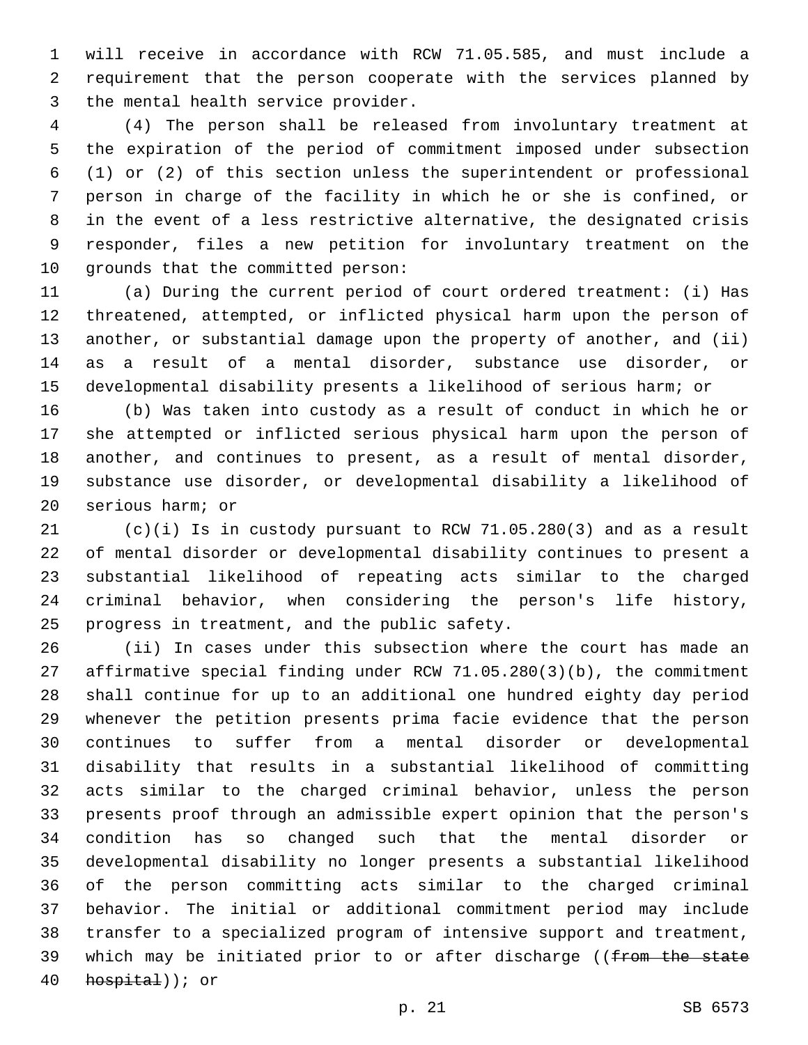will receive in accordance with RCW 71.05.585, and must include a requirement that the person cooperate with the services planned by the mental health service provider.

(4) The person shall be released from involuntary treatment at the expiration of the period of commitment imposed under subsection (1) or (2) of this section unless the superintendent or professional person in charge of the facility in which he or she is confined, or in the event of a less restrictive alternative, the designated crisis responder, files a new petition for involuntary treatment on the grounds that the committed person:

(a) During the current period of court ordered treatment: (i) Has threatened, attempted, or inflicted physical harm upon the person of another, or substantial damage upon the property of another, and (ii) as a result of a mental disorder, substance use disorder, or developmental disability presents a likelihood of serious harm; or

(b) Was taken into custody as a result of conduct in which he or she attempted or inflicted serious physical harm upon the person of another, and continues to present, as a result of mental disorder, substance use disorder, or developmental disability a likelihood of serious harm; or

(c)(i) Is in custody pursuant to RCW 71.05.280(3) and as a result of mental disorder or developmental disability continues to present a substantial likelihood of repeating acts similar to the charged criminal behavior, when considering the person's life history, progress in treatment, and the public safety.

(ii) In cases under this subsection where the court has made an affirmative special finding under RCW 71.05.280(3)(b), the commitment shall continue for up to an additional one hundred eighty day period whenever the petition presents prima facie evidence that the person continues to suffer from a mental disorder or developmental disability that results in a substantial likelihood of committing acts similar to the charged criminal behavior, unless the person presents proof through an admissible expert opinion that the person's condition has so changed such that the mental disorder or developmental disability no longer presents a substantial likelihood of the person committing acts similar to the charged criminal behavior. The initial or additional commitment period may include transfer to a specialized program of intensive support and treatment, which may be initiated prior to or after discharge ((~~from the state hospital~~)); or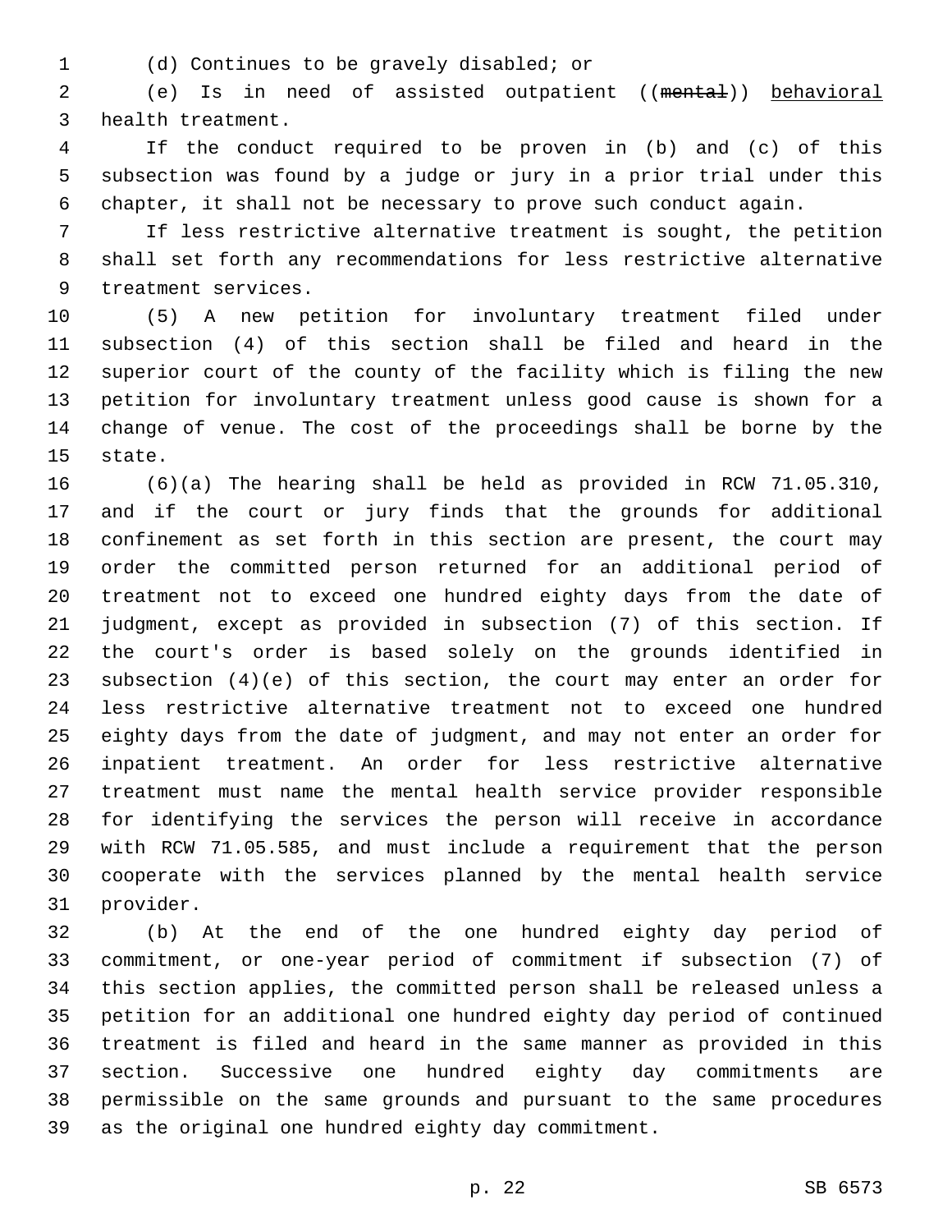(d) Continues to be gravely disabled; or

(e) Is in need of assisted outpatient ((~~mental~~)) behavioral health treatment.

If the conduct required to be proven in (b) and (c) of this subsection was found by a judge or jury in a prior trial under this chapter, it shall not be necessary to prove such conduct again.

If less restrictive alternative treatment is sought, the petition shall set forth any recommendations for less restrictive alternative treatment services.

(5) A new petition for involuntary treatment filed under subsection (4) of this section shall be filed and heard in the superior court of the county of the facility which is filing the new petition for involuntary treatment unless good cause is shown for a change of venue. The cost of the proceedings shall be borne by the state.

(6)(a) The hearing shall be held as provided in RCW 71.05.310, and if the court or jury finds that the grounds for additional confinement as set forth in this section are present, the court may order the committed person returned for an additional period of treatment not to exceed one hundred eighty days from the date of judgment, except as provided in subsection (7) of this section. If the court's order is based solely on the grounds identified in subsection (4)(e) of this section, the court may enter an order for less restrictive alternative treatment not to exceed one hundred eighty days from the date of judgment, and may not enter an order for inpatient treatment. An order for less restrictive alternative treatment must name the mental health service provider responsible for identifying the services the person will receive in accordance with RCW 71.05.585, and must include a requirement that the person cooperate with the services planned by the mental health service provider.

(b) At the end of the one hundred eighty day period of commitment, or one-year period of commitment if subsection (7) of this section applies, the committed person shall be released unless a petition for an additional one hundred eighty day period of continued treatment is filed and heard in the same manner as provided in this section. Successive one hundred eighty day commitments are permissible on the same grounds and pursuant to the same procedures as the original one hundred eighty day commitment.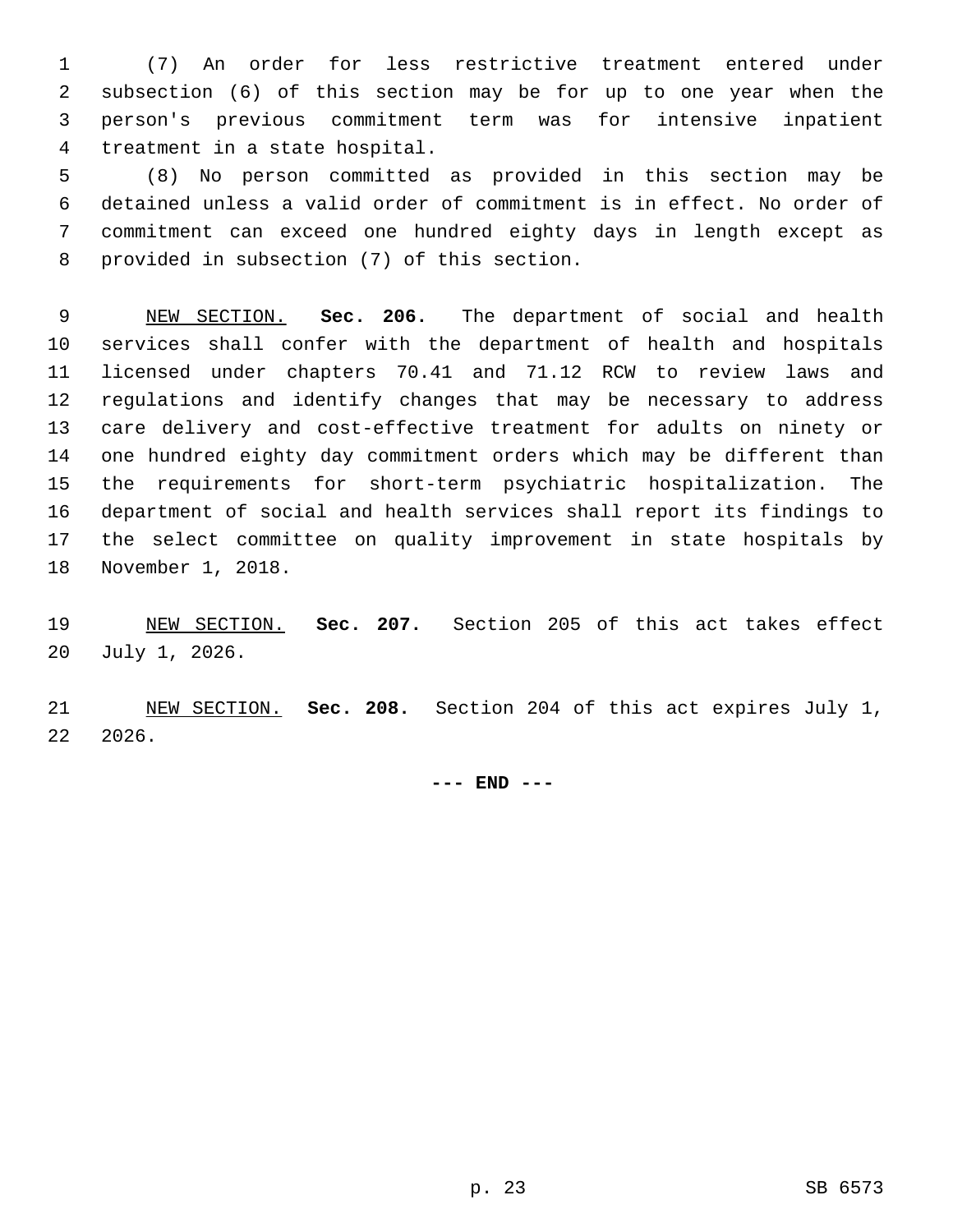(7) An order for less restrictive treatment entered under subsection (6) of this section may be for up to one year when the person's previous commitment term was for intensive inpatient treatment in a state hospital.

(8) No person committed as provided in this section may be detained unless a valid order of commitment is in effect. No order of commitment can exceed one hundred eighty days in length except as provided in subsection (7) of this section.

NEW SECTION. **Sec. 206.** The department of social and health services shall confer with the department of health and hospitals licensed under chapters 70.41 and 71.12 RCW to review laws and regulations and identify changes that may be necessary to address care delivery and cost-effective treatment for adults on ninety or one hundred eighty day commitment orders which may be different than the requirements for short-term psychiatric hospitalization. The department of social and health services shall report its findings to the select committee on quality improvement in state hospitals by November 1, 2018.

NEW SECTION. **Sec. 207.** Section 205 of this act takes effect July 1, 2026.

NEW SECTION. **Sec. 208.** Section 204 of this act expires July 1, 2026.

**--- END ---**